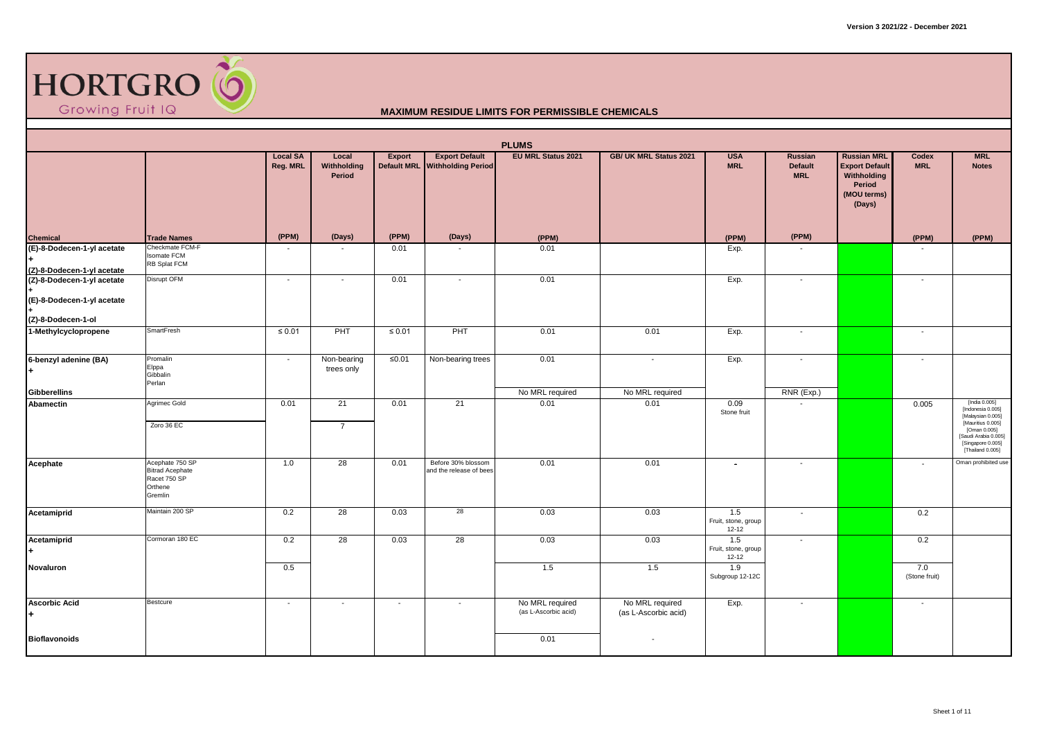Version 3 2021/22 - December 2021

HORTGRO Growing Fruit IQ

# MAXIMUM RESIDUE LIMITS FOR PERMISSIBLE CHEMICALS

## PLUMS

| Chemical | Trade Names | Local SA Reg. MRL | Local Withholding Period | Export Default MRL | Export Default Withholding Period | EU MRL Status 2021 | GB/ UK MRL Status 2021 | USA MRL | Russian Default MRL | Russian MRL Export Default Withholding Period (MOU terms) (Days) | Codex MRL | MRL Notes |
|---|---|---|---|---|---|---|---|---|---|---|---|---|
| | | (PPM) | (Days) | (PPM) | (Days) | (PPM) | | (PPM) | (PPM) | | (PPM) | (PPM) |
| (E)-8-Dodecen-1-yl acetate + (Z)-8-Dodecen-1-yl acetate | Checkmate FCM-F Isomate FCM RB Splat FCM | - | - | 0.01 | - | 0.01 | | Exp. | - | | - | |
| (Z)-8-Dodecen-1-yl acetate + (E)-8-Dodecen-1-yl acetate + (Z)-8-Dodecen-1-ol | Disrupt OFM | - | - | 0.01 | - | 0.01 | | Exp. | - | | - | |
| 1-Methylcyclopropene | SmartFresh | ≤ 0.01 | PHT | ≤ 0.01 | PHT | 0.01 | 0.01 | Exp. | - | | - | |
| 6-benzyl adenine (BA) + | Promalin Elppa Gibbalin Perlan | - | Non-bearing trees only | ≤0.01 | Non-bearing trees | 0.01 | - | Exp. | - | | - | |
| Gibberellins | | | | | | No MRL required | No MRL required | | RNR (Exp.) | | | |
| Abamectin | Agrimec Gold | 0.01 | 21 | 0.01 | 21 | 0.01 | 0.01 | 0.09 Stone fruit | - | | 0.005 | [India 0.005] [Indonesia 0.005] [Malaysian 0.005] [Mauritius 0.005] [Oman 0.005] [Saudi Arabia 0.005] [Singapore 0.005] [Thailand 0.005] |
| | Zoro 36 EC | | 7 | | | | | | | | | |
| Acephate | Acephate 750 SP Bitrad Acephate Racet 750 SP Orthene Gremlin | 1.0 | 28 | 0.01 | Before 30% blossom and the release of bees | 0.01 | 0.01 | - | - | | - | Oman prohibited use |
| Acetamiprid | Maintain 200 SP | 0.2 | 28 | 0.03 | 28 | 0.03 | 0.03 | 1.5 Fruit, stone, group 12-12 | - | | 0.2 | |
| Acetamiprid + | Cormoran 180 EC | 0.2 | 28 | 0.03 | 28 | 0.03 | 0.03 | 1.5 Fruit, stone, group 12-12 | - | | 0.2 | |
| Novaluron | | 0.5 | | | | 1.5 | 1.5 | 1.9 Subgroup 12-12C | | | 7.0 (Stone fruit) | |
| Ascorbic Acid + | Bestcure | - | - | - | - | No MRL required (as L-Ascorbic acid) | No MRL required (as L-Ascorbic acid) | Exp. | - | | - | |
| Bioflavonoids | | | | | | 0.01 | - | | | | | |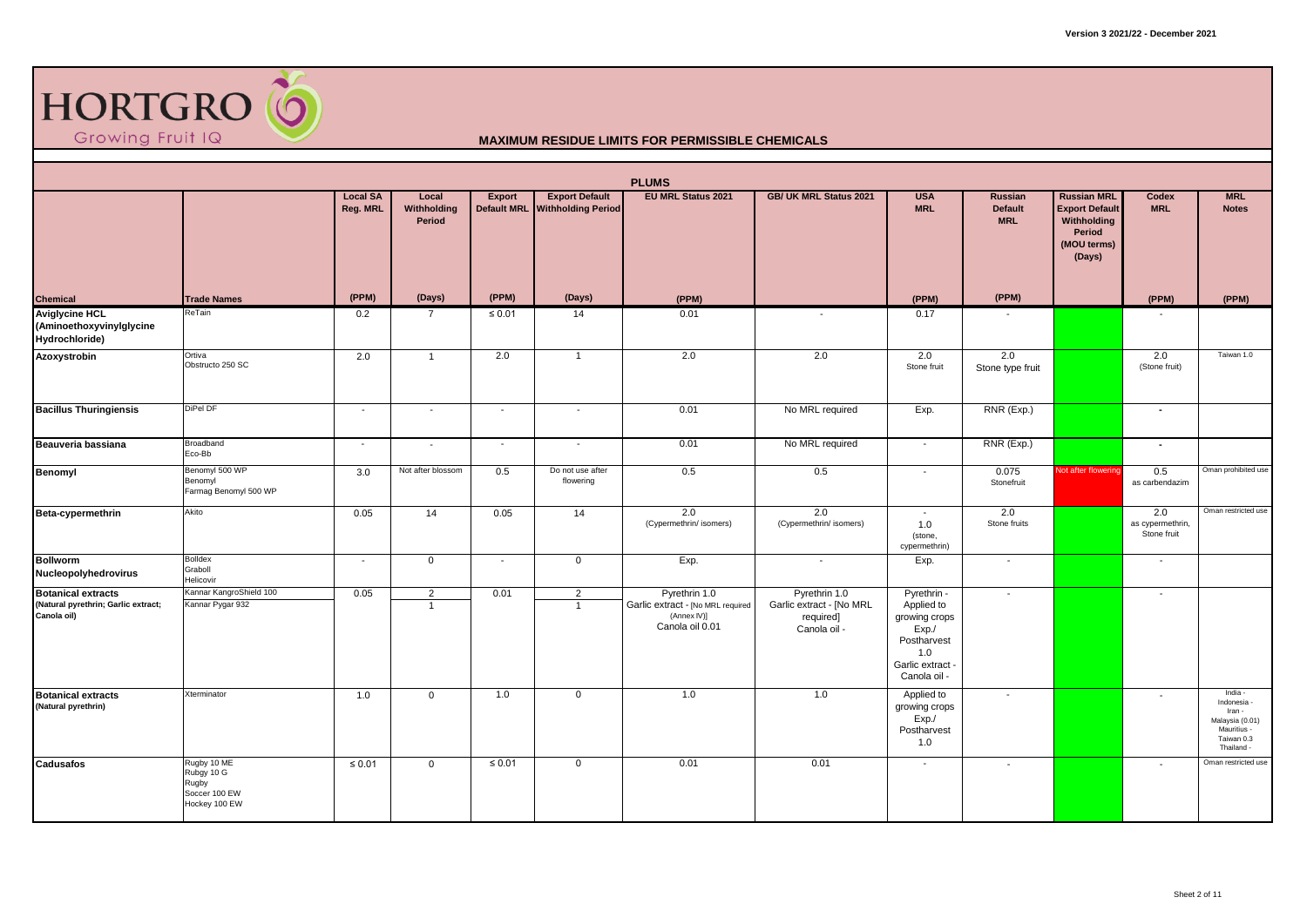HORTGRO
Growing Fruit IQ

# MAXIMUM RESIDUE LIMITS FOR PERMISSIBLE CHEMICALS

Version 3 2021/22 - December 2021

## PLUMS

| Chemical | Trade Names | Local SA Reg. MRL (PPM) | Local Withholding Period (Days) | Export Default MRL (PPM) | Export Default Withholding Period (Days) | EU MRL Status 2021 (PPM) | GB/ UK MRL Status 2021 | USA MRL (PPM) | Russian Default MRL (PPM) | Russian MRL Export Default Withholding Period (MOU terms) (Days) | Codex MRL (PPM) | MRL Notes (PPM) |
|---|---|---|---|---|---|---|---|---|---|---|---|---|
| **Aviglycine HCL (Aminoethoxyvinylglycine Hydrochloride)** | ReTain | 0.2 | 7 | ≤ 0.01 | 14 | 0.01 | - | 0.17 | - | | - | |
| **Azoxystrobin** | Ortiva<br>Obstructo 250 SC | 2.0 | 1 | 2.0 | 1 | 2.0 | 2.0 | 2.0<br>Stone fruit | 2.0<br>Stone type fruit | | 2.0<br>(Stone fruit) | Taiwan 1.0 |
| **Bacillus Thuringiensis** | DiPel DF | - | - | - | - | 0.01 | No MRL required | Exp. | RNR (Exp.) | | - | |
| **Beauveria bassiana** | Broadband<br>Eco-Bb | - | - | - | - | 0.01 | No MRL required | - | RNR (Exp.) | | - | |
| **Benomyl** | Benomyl 500 WP<br>Benomyl<br>Farmag Benomyl 500 WP | 3.0 | Not after blossom | 0.5 | Do not use after flowering | 0.5 | 0.5 | - | 0.075<br>Stonefruit | Not after flowering | 0.5<br>as carbendazim | Oman prohibited use |
| **Beta-cypermethrin** | Akito | 0.05 | 14 | 0.05 | 14 | 2.0<br>(Cypermethrin/ isomers) | 2.0<br>(Cypermethrin/ isomers) | -<br>1.0<br>(stone, cypermethrin) | 2.0<br>Stone fruits | | 2.0<br>as cypermethrin, Stone fruit | Oman restricted use |
| **Bollworm Nucleopolyhedrovirus** | Bolldex<br>Graboll<br>Helicovir | - | 0 | - | 0 | Exp. | - | Exp. | - | | - | |
| **Botanical extracts (Natural pyrethrin; Garlic extract; Canola oil)** | Kannar KangroShield 100<br>Kannar Pygar 932 | 0.05 | 2<br>1 | 0.01 | 2<br>1 | Pyrethrin 1.0<br>Garlic extract - [No MRL required (Annex IV)]<br>Canola oil 0.01 | Pyrethrin 1.0<br>Garlic extract - [No MRL required]<br>Canola oil - | Pyrethrin - Applied to growing crops Exp./ Postharvest 1.0<br>Garlic extract -<br>Canola oil - | - | | - | |
| **Botanical extracts (Natural pyrethrin)** | Xterminator | 1.0 | 0 | 1.0 | 0 | 1.0 | 1.0 | Applied to growing crops Exp./ Postharvest 1.0 | - | | - | India -<br>Indonesia -<br>Iran -<br>Malaysia (0.01)<br>Mauritius -<br>Taiwan 0.3<br>Thailand - |
| **Cadusafos** | Rugby 10 ME<br>Rubgy 10 G<br>Rugby<br>Soccer 100 EW<br>Hockey 100 EW | ≤ 0.01 | 0 | ≤ 0.01 | 0 | 0.01 | 0.01 | - | - | | - | Oman restricted use |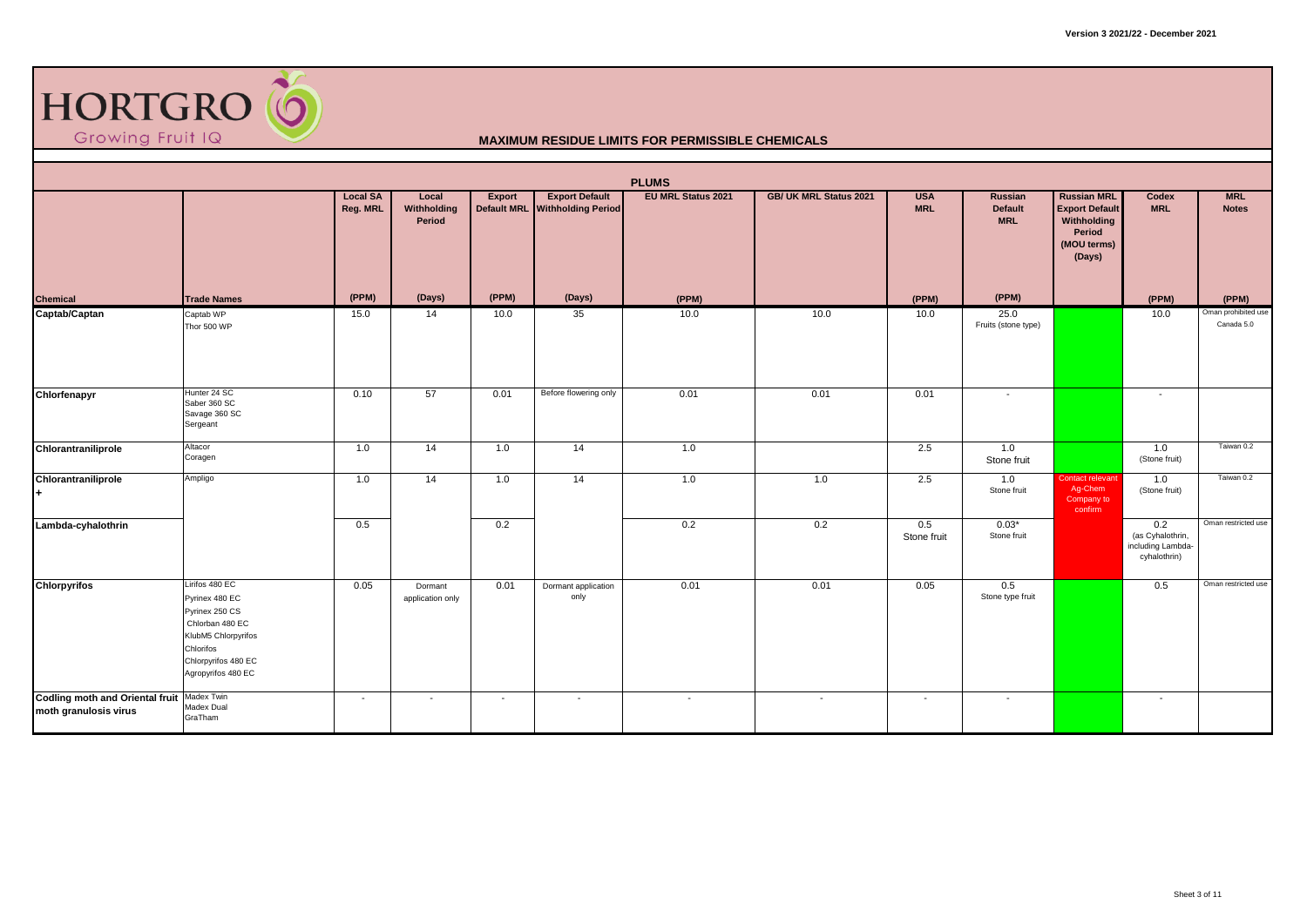# HORTGRO Growing Fruit IQ

## MAXIMUM RESIDUE LIMITS FOR PERMISSIBLE CHEMICALS

Version 3 2021/22 - December 2021

| PLUMS | | | | | | | | | | | | |
|---|---|---|---|---|---|---|---|---|---|---|---|---|
| Chemical | Trade Names | Local SA Reg. MRL (PPM) | Local Withholding Period (Days) | Export Default MRL (PPM) | Export Default Withholding Period (Days) | EU MRL Status 2021 (PPM) | GB/ UK MRL Status 2021 | USA MRL (PPM) | Russian Default MRL (PPM) | Russian MRL Export Default Withholding Period (MOU terms) (Days) | Codex MRL (PPM) | MRL Notes (PPM) |
| **Captab/Captan** | Captab WP<br>Thor 500 WP | 15.0 | 14 | 10.0 | 35 | 10.0 | 10.0 | 10.0 | 25.0<br>Fruits (stone type) | | 10.0 | Oman prohibited use<br>Canada 5.0 |
| **Chlorfenapyr** | Hunter 24 SC<br>Saber 360 SC<br>Savage 360 SC<br>Sergeant | 0.10 | 57 | 0.01 | Before flowering only | 0.01 | 0.01 | 0.01 | - | | - | |
| **Chlorantraniliprole** | Altacor<br>Coragen | 1.0 | 14 | 1.0 | 14 | 1.0 | | 2.5 | 1.0<br>Stone fruit | | 1.0<br>(Stone fruit) | Taiwan 0.2 |
| **Chlorantraniliprole +** | Ampligo | 1.0 | 14 | 1.0 | 14 | 1.0 | 1.0 | 2.5 | 1.0<br>Stone fruit | Contact relevant Ag-Chem Company to confirm | 1.0<br>(Stone fruit) | Taiwan 0.2 |
| **Lambda-cyhalothrin** | | 0.5 | | 0.2 | | 0.2 | 0.2 | 0.5<br>Stone fruit | 0.03*<br>Stone fruit | | 0.2<br>(as Cyhalothrin, including Lambda-cyhalothrin) | Oman restricted use |
| **Chlorpyrifos** | Lirifos 480 EC<br>Pyrinex 480 EC<br>Pyrinex 250 CS<br>Chlorban 480 EC<br>KlubM5 Chlorpyrifos<br>Chlorifos<br>Chlorpyrifos 480 EC<br>Agropyrifos 480 EC | 0.05 | Dormant application only | 0.01 | Dormant application only | 0.01 | 0.01 | 0.05 | 0.5<br>Stone type fruit | | 0.5 | Oman restricted use |
| **Codling moth and Oriental fruit moth granulosis virus** | Madex Twin<br>Madex Dual<br>GraTham | - | - | - | - | - | - | - | - | | - | |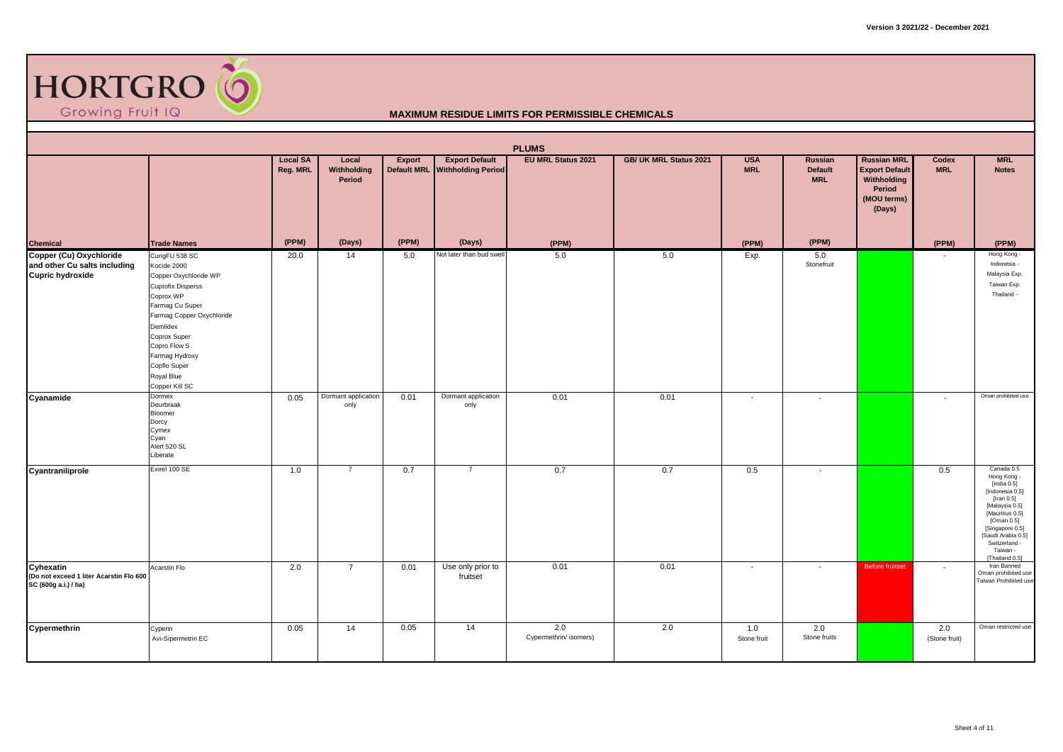**HORTGRO** Growing Fruit IQ

**MAXIMUM RESIDUE LIMITS FOR PERMISSIBLE CHEMICALS**

**PLUMS**

| Chemical | Trade Names | Local SA Reg. MRL (PPM) | Local Withholding Period (Days) | Export Default MRL (PPM) | Export Default Withholding Period (Days) | EU MRL Status 2021 (PPM) | GB/ UK MRL Status 2021 | USA MRL (PPM) | Russian Default MRL (PPM) | Russian MRL Export Default Withholding Period (MOU terms) (Days) | Codex MRL (PPM) | MRL Notes (PPM) |
|---|---|---|---|---|---|---|---|---|---|---|---|---|
| **Copper (Cu) Oxychloride and other Cu salts including Cupric hydroxide** | CungFU 538 SC<br>Kocide 2000<br>Copper Oxychloride WP<br>Cuprofix Disperss<br>Coprox WP<br>Farmag Cu Super<br>Farmag Copper Oxychloride<br>Demildex<br>Coprox Super<br>Copro Flow S<br>Farmag Hydroxy<br>Copflo Super<br>Royal Blue<br>Copper Kill SC | 20.0 | 14 | 5.0 | Not later than bud swell | 5.0 | 5.0 | Exp. | 5.0 Stonefruit | | - | Hong Kong -<br>Indonesia -<br>Malaysia Exp.<br>Taiwan Exp.<br>Thailand - |
| **Cyanamide** | Dormex<br>Deurbraak<br>Bloomer<br>Dorcy<br>Cymex<br>Cyan<br>Alert 520 SL<br>Liberate | 0.05 | Dormant application only | 0.01 | Dormant application only | 0.01 | 0.01 | - | - | | - | Oman prohibited use |
| **Cyantraniliprole** | Exirel 100 SE | 1.0 | 7 | 0.7 | 7 | 0.7 | 0.7 | 0.5 | - | | 0.5 | Canada 0.5<br>Hong Kong -<br>[India 0.5]<br>[Indonesia 0.5]<br>[Iran 0.5]<br>[Malaysia 0.5]<br>[Mauritius 0.5]<br>[Oman 0.5]<br>[Singapore 0.5]<br>[Saudi Arabia 0.5]<br>Switzerland -<br>Taiwan -<br>[Thailand 0.5] |
| **Cyhexatin** (Do not exceed 1 liter Acarstin Flo 600 SC (600g a.i.) / ha) | Acarstin Flo | 2.0 | 7 | 0.01 | Use only prior to fruitset | 0.01 | 0.01 | - | - | Before fruitset | - | Iran Banned<br>Oman prohibited use<br>Taiwan Prohibited use |
| **Cypermethrin** | Cyperin<br>Avi-Sipermetrin EC | 0.05 | 14 | 0.05 | 14 | 2.0 Cypermethrin/ isomers) | 2.0 | 1.0 Stone fruit | 2.0 Stone fruits | | 2.0 (Stone fruit) | Oman restricted use |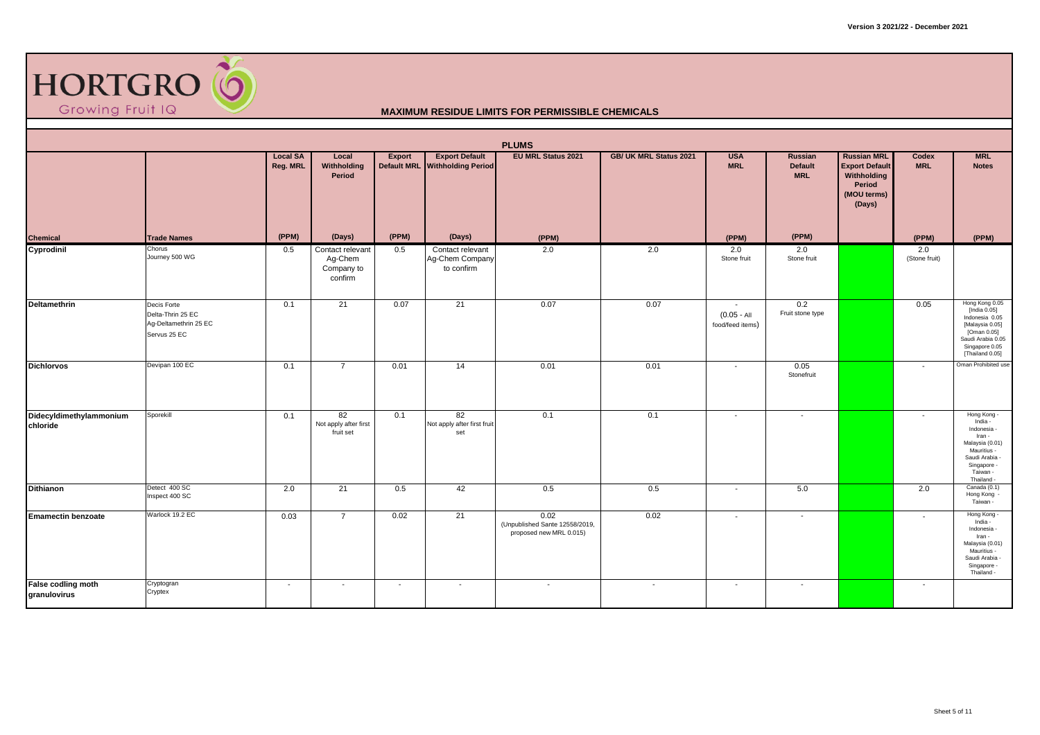HORTGRO
Growing Fruit IQ

## MAXIMUM RESIDUE LIMITS FOR PERMISSIBLE CHEMICALS

### PLUMS

| Chemical | Trade Names | Local SA Reg. MRL | Local Withholding Period | Export Default MRL | Export Default Withholding Period | EU MRL Status 2021 | GB/ UK MRL Status 2021 | USA MRL | Russian Default MRL | Russian MRL Export Default Withholding Period (MOU terms) (Days) | Codex MRL | MRL Notes |
|---|---|---|---|---|---|---|---|---|---|---|---|---|
| | | (PPM) | (Days) | (PPM) | (Days) | (PPM) | | (PPM) | (PPM) | | (PPM) | (PPM) |
| **Cyprodinil** | Chorus<br>Journey 500 WG | 0.5 | Contact relevant Ag-Chem Company to confirm | 0.5 | Contact relevant Ag-Chem Company to confirm | 2.0 | 2.0 | 2.0<br>Stone fruit | 2.0<br>Stone fruit | | 2.0<br>(Stone fruit) | |
| **Deltamethrin** | Decis Forte<br>Delta-Thrin 25 EC<br>Ag-Deltamethrin 25 EC<br>Servus 25 EC | 0.1 | 21 | 0.07 | 21 | 0.07 | 0.07 | -<br>(0.05 - All food/feed items) | 0.2<br>Fruit stone type | | 0.05 | Hong Kong 0.05<br>[India 0.05]<br>Indonesia 0.05<br>[Malaysia 0.05]<br>[Oman 0.05]<br>Saudi Arabia 0.05<br>Singapore 0.05<br>[Thailand 0.05] |
| **Dichlorvos** | Devipan 100 EC | 0.1 | 7 | 0.01 | 14 | 0.01 | 0.01 | - | 0.05<br>Stonefruit | | - | Oman Prohibited use |
| **Didecyldimethylammonium chloride** | Sporekill | 0.1 | 82<br>Not apply after first fruit set | 0.1 | 82<br>Not apply after first fruit set | 0.1 | 0.1 | - | - | | - | Hong Kong -<br>India -<br>Indonesia -<br>Iran -<br>Malaysia (0.01)<br>Mauritius -<br>Saudi Arabia -<br>Singapore -<br>Taiwan -<br>Thailand - |
| **Dithianon** | Detect 400 SC<br>Inspect 400 SC | 2.0 | 21 | 0.5 | 42 | 0.5 | 0.5 | - | 5.0 | | 2.0 | Canada (0.1)<br>Hong Kong -<br>Taiwan - |
| **Emamectin benzoate** | Warlock 19.2 EC | 0.03 | 7 | 0.02 | 21 | 0.02<br>(Unpublished Sante 12558/2019, proposed new MRL 0.015) | 0.02 | - | - | | - | Hong Kong -<br>India -<br>Indonesia -<br>Iran -<br>Malaysia (0.01)<br>Mauritius -<br>Saudi Arabia -<br>Singapore -<br>Thailand - |
| **False codling moth granulovirus** | Cryptogran<br>Cryptex | - | - | - | - | - | - | - | - | | - | |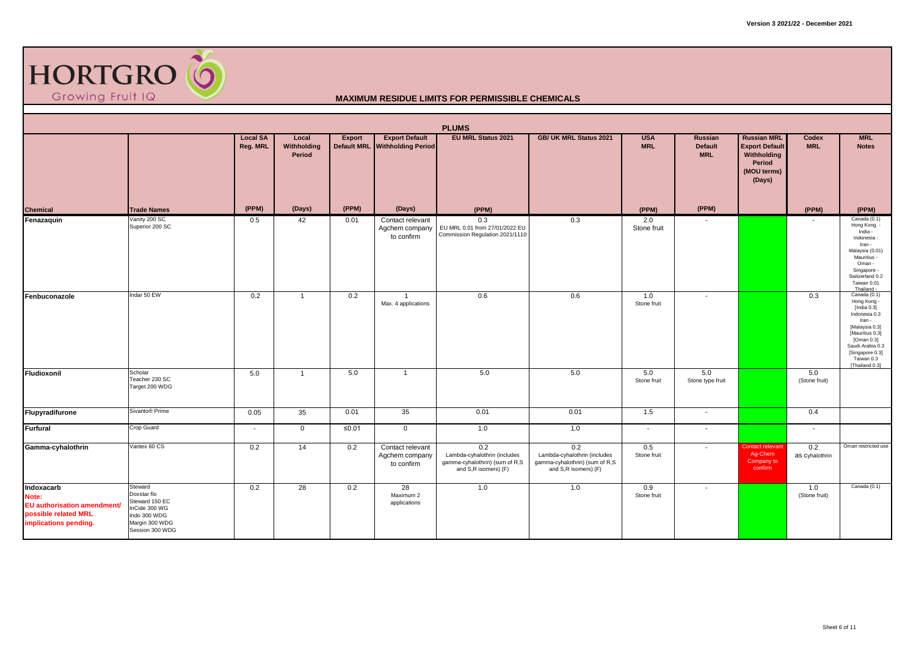# HORTGRO
Growing Fruit IQ

## MAXIMUM RESIDUE LIMITS FOR PERMISSIBLE CHEMICALS

### PLUMS

| Chemical | Trade Names | Local SA Reg. MRL (PPM) | Local Withholding Period (Days) | Export Default MRL (PPM) | Export Default Withholding Period (Days) | EU MRL Status 2021 (PPM) | GB/ UK MRL Status 2021 | USA MRL (PPM) | Russian Default MRL (PPM) | Russian MRL Export Default Withholding Period (MOU terms) (Days) | Codex MRL (PPM) | MRL Notes (PPM) |
|---|---|---|---|---|---|---|---|---|---|---|---|---|
| **Fenazaquin** | Vanity 200 SC<br>Superior 200 SC | 0.5 | 42 | 0.01 | Contact relevant Agchem company to confirm | 0.3<br>EU MRL 0.01 from 27/01/2022 EU Commission Regulation 2021/1110 | 0.3 | 2.0<br>Stone fruit | - | | - | Canada (0.1)<br>Hong Kong -<br>India -<br>Indonesia -<br>Iran -<br>Malaysia (0.01)<br>Mauritius -<br>Oman -<br>Singapore -<br>Switzerland 0.2<br>Taiwan 0.01<br>Thailand - |
| **Fenbuconazole** | Indar 50 EW | 0.2 | 1 | 0.2 | 1<br>Max. 4 applications | 0.6 | 0.6 | 1.0<br>Stone fruit | - | | 0.3 | Canada (0.1)<br>Hong Kong -<br>[India 0.3]<br>Indonesia 0.3<br>Iran -<br>[Malaysia 0.3]<br>[Mauritius 0.3]<br>[Oman 0.3]<br>Saudi Arabia 0.3<br>[Singapore 0.3]<br>Taiwan 0.3<br>[Thailand 0.3] |
| **Fludioxonil** | Scholar<br>Teacher 230 SC<br>Target 200 WDG | 5.0 | 1 | 5.0 | 1 | 5.0 | 5.0 | 5.0<br>Stone fruit | 5.0<br>Stone type fruit | | 5.0<br>(Stone fruit) | |
| **Flupyradifurone** | Sivanto® Prime | 0.05 | 35 | 0.01 | 35 | 0.01 | 0.01 | 1.5 | - | | 0.4 | |
| **Furfural** | Crop Guard | - | 0 | ≤0.01 | 0 | 1.0 | 1.0 | - | - | | - | |
| **Gamma-cyhalothrin** | Vantex 60 CS | 0.2 | 14 | 0.2 | Contact relevant Agchem company to confirm | 0.2<br>Lambda-cyhalothrin (includes gamma-cyhalothrin) (sum of R,S and S,R isomers) (F) | 0.2<br>Lambda-cyhalothrin (includes gamma-cyhalothrin) (sum of R,S and S,R isomers) (F) | 0.5<br>Stone fruit | - | Contact relevant Ag-Chem Company to confirm | 0.2<br>as Cyhalothrin | Oman restricted use |
| **Indoxacarb**<br>**Note:**<br>**EU authorisation amendment/ possible related MRL implications pending.** | Steward<br>Doxstar flo<br>Steward 150 EC<br>InCide 300 WG<br>Indo 300 WDG<br>Margin 300 WDG<br>Session 300 WDG | 0.2 | 28 | 0.2 | 28<br>Maximum 2 applications | 1.0 | 1.0 | 0.9<br>Stone fruit | - | | 1.0<br>(Stone fruit) | Canada (0.1) |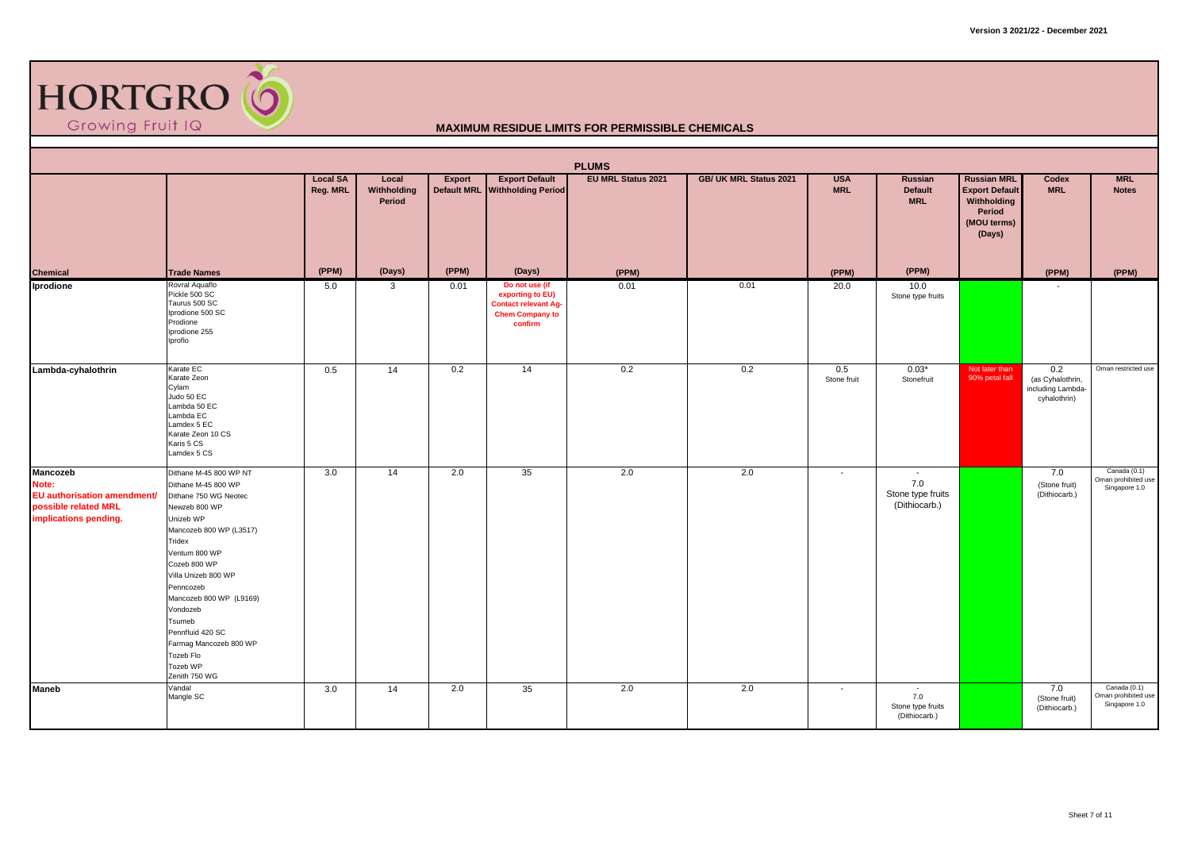# HORTGRO

Growing Fruit IQ

## MAXIMUM RESIDUE LIMITS FOR PERMISSIBLE CHEMICALS

| PLUMS | | | | | | | | | | | | | |
|---|---|---|---|---|---|---|---|---|---|---|---|---|---|
| **Chemical** | **Trade Names** | **Local SA Reg. MRL** (PPM) | **Local Withholding Period** (Days) | **Export Default MRL** (PPM) | **Export Default Withholding Period** (Days) | **EU MRL Status 2021** (PPM) | **GB/ UK MRL Status 2021** | **USA MRL** (PPM) | **Russian Default MRL** (PPM) | **Russian MRL Export Default Withholding Period (MOU terms) (Days)** | **Codex MRL** (PPM) | **MRL Notes** (PPM) |
| **Iprodione** | Rovral Aquaflo<br>Pickle 500 SC<br>Taurus 500 SC<br>Iprodione 500 SC<br>Prodione<br>Iprodione 255<br>Iproflo | 5.0 | 3 | 0.01 | Do not use (if exporting to EU) Contact relevant Ag-Chem Company to confirm | 0.01 | 0.01 | 20.0 | 10.0<br>Stone type fruits | | - | |
| **Lambda-cyhalothrin** | Karate EC<br>Karate Zeon<br>Cylam<br>Judo 50 EC<br>Lambda 50 EC<br>Lambda EC<br>Lamdex 5 EC<br>Karate Zeon 10 CS<br>Karis 5 CS<br>Lamdex 5 CS | 0.5 | 14 | 0.2 | 14 | 0.2 | 0.2 | 0.5<br>Stone fruit | 0.03*<br>Stonefruit | Not later than 90% petal fall | 0.2<br>(as Cyhalothrin, including Lambda-cyhalothrin) | Oman restricted use |
| **Mancozeb**<br>**Note:**<br>**EU authorisation amendment/ possible related MRL implications pending.** | Dithane M-45 800 WP NT<br>Dithane M-45 800 WP<br>Dithane 750 WG Neotec<br>Newzeb 800 WP<br>Unizeb WP<br>Mancozeb 800 WP (L3517)<br>Tridex<br>Ventum 800 WP<br>Cozeb 800 WP<br>Villa Unizeb 800 WP<br>Penncozeb<br>Mancozeb 800 WP (L9169)<br>Vondozeb<br>Tsumeb<br>Pennfluid 420 SC<br>Farmag Mancozeb 800 WP<br>Tozeb Flo<br>Tozeb WP<br>Zenith 750 WG | 3.0 | 14 | 2.0 | 35 | 2.0 | 2.0 | - | -<br>7.0<br>Stone type fruits<br>(Dithiocarb.) | | 7.0<br>(Stone fruit)<br>(Dithiocarb.) | Canada (0.1)<br>Oman prohibited use<br>Singapore 1.0 |
| **Maneb** | Vandal<br>Mangle SC | 3.0 | 14 | 2.0 | 35 | 2.0 | 2.0 | - | -<br>7.0<br>Stone type fruits<br>(Dithiocarb.) | | 7.0<br>(Stone fruit)<br>(Dithiocarb.) | Canada (0.1)<br>Oman prohibited use<br>Singapore 1.0 |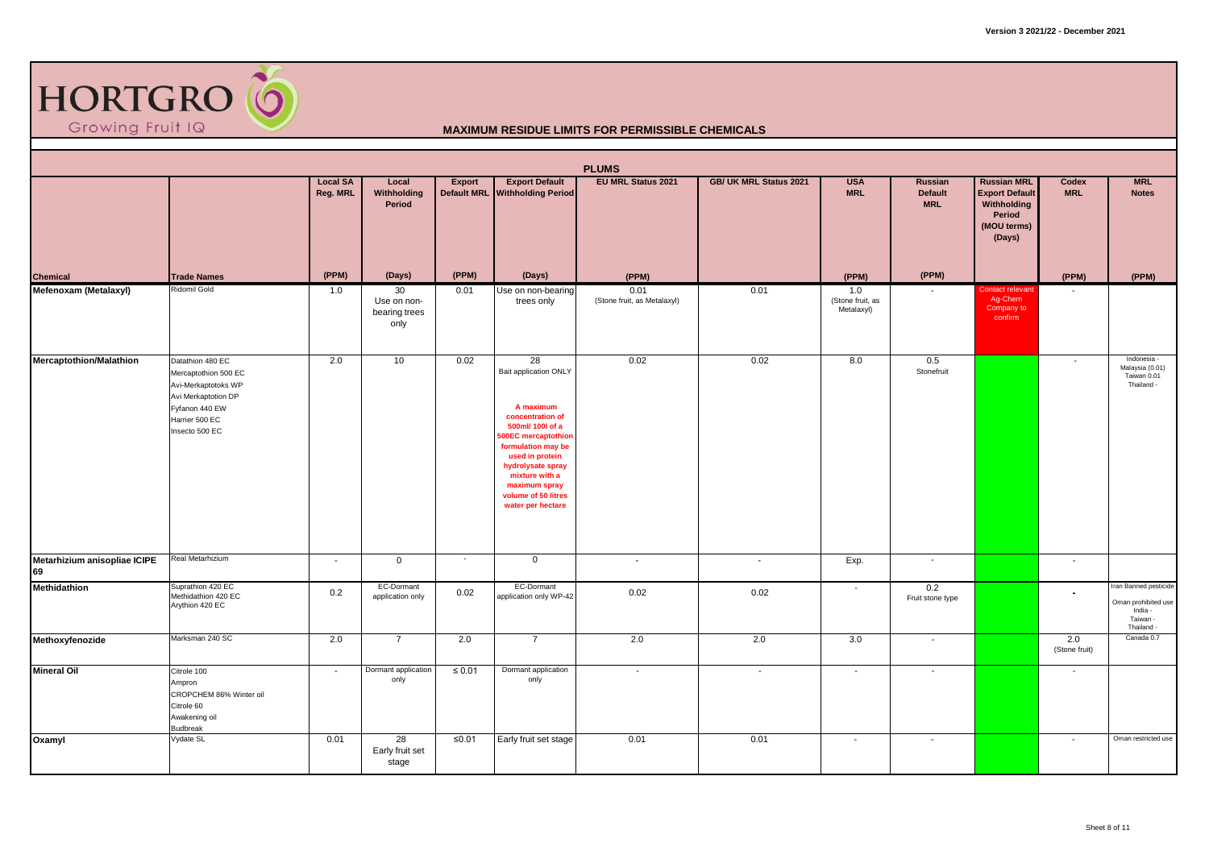# MAXIMUM RESIDUE LIMITS FOR PERMISSIBLE CHEMICALS

## PLUMS

| Chemical | Trade Names | Local SA Reg. MRL (PPM) | Local Withholding Period (Days) | Export Default MRL (PPM) | Export Default Withholding Period (Days) | EU MRL Status 2021 (PPM) | GB/ UK MRL Status 2021 | USA MRL (PPM) | Russian Default MRL (PPM) | Russian MRL Export Default Withholding Period (MOU terms) (Days) | Codex MRL (PPM) | MRL Notes (PPM) |
|---|---|---|---|---|---|---|---|---|---|---|---|---|
| **Mefenoxam (Metalaxyl)** | Ridomil Gold | 1.0 | 30 Use on non-bearing trees only | 0.01 | Use on non-bearing trees only | 0.01 (Stone fruit, as Metalaxyl) | 0.01 | 1.0 (Stone fruit, as Metalaxyl) | - | Contact relevant Ag-Chem Company to confirm | - | |
| **Mercaptothion/Malathion** | Datathion 480 EC<br>Mercaptothion 500 EC<br>Avi-Merkaptotoks WP<br>Avi Merkaptotion DP<br>Fyfanon 440 EW<br>Harrier 500 EC<br>Insecto 500 EC | 2.0 | 10 | 0.02 | 28 Bait application ONLY<br><br>**A maximum concentration of 500ml/ 100l of a 500EC mercaptothion formulation may be used in protein hydrolysate spray mixture with a maximum spray volume of 50 litres water per hectare** | 0.02 | 0.02 | 8.0 | 0.5 Stonefruit | | - | Indonesia - Malaysia (0.01) Taiwan 0.01 Thailand - |
| **Metarhizium anisopliae ICIPE 69** | Real Metarhizium | - | 0 | - | 0 | - | - | Exp. | - | | - | |
| **Methidathion** | Suprathion 420 EC<br>Methidathion 420 EC<br>Arythion 420 EC | 0.2 | EC-Dormant application only | 0.02 | EC-Dormant application only WP-42 | 0.02 | 0.02 | - | 0.2 Fruit stone type | | - | Iran Banned pesticide<br>Oman prohibited use<br>India -<br>Taiwan -<br>Thailand - |
| **Methoxyfenozide** | Marksman 240 SC | 2.0 | 7 | 2.0 | 7 | 2.0 | 2.0 | 3.0 | - | | 2.0 (Stone fruit) | Canada 0.7 |
| **Mineral Oil** | Citrole 100<br>Ampron<br>CROPCHEM 86% Winter oil<br>Citrole 60<br>Awakening oil<br>Budbreak | - | Dormant application only | ≤ 0.01 | Dormant application only | - | - | - | - | | - | |
| **Oxamyl** | Vydate SL | 0.01 | 28 Early fruit set stage | ≤0.01 | Early fruit set stage | 0.01 | 0.01 | - | - | | - | Oman restricted use |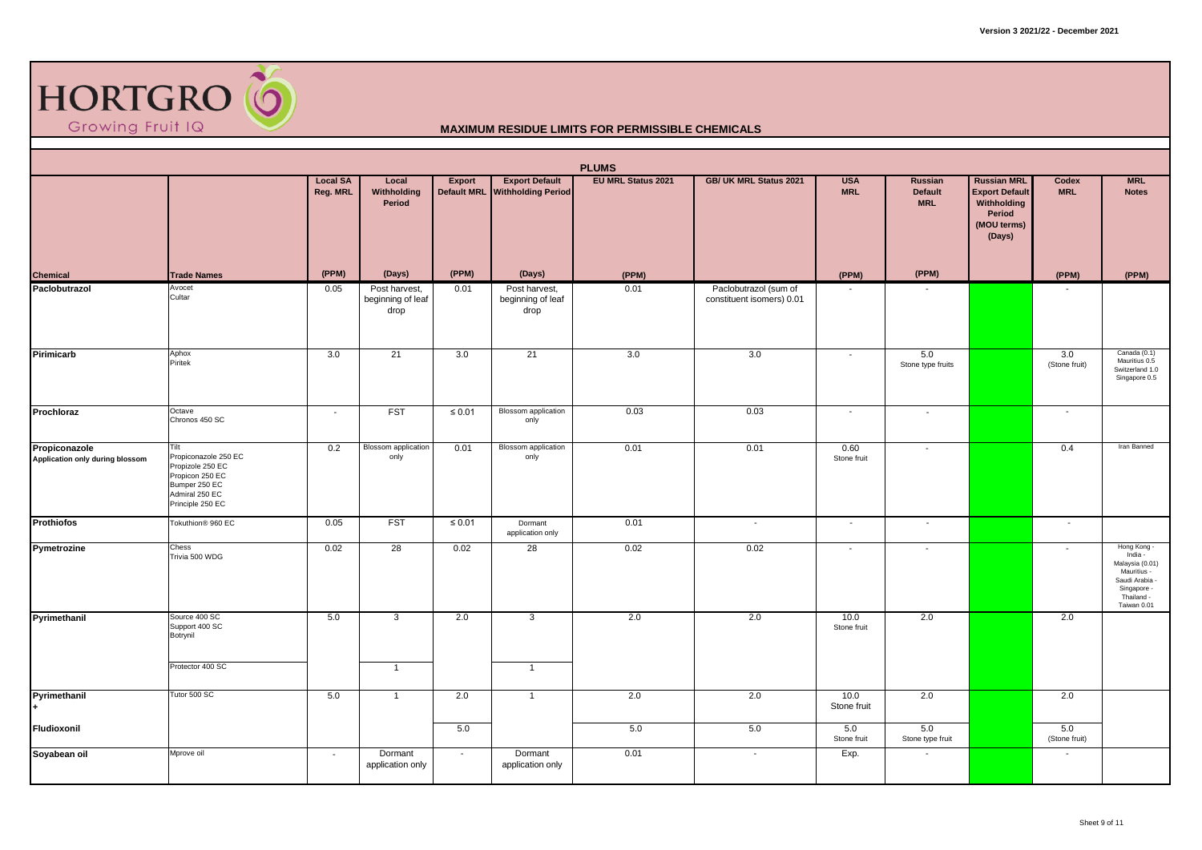**HORTGRO** Growing Fruit IQ

## MAXIMUM RESIDUE LIMITS FOR PERMISSIBLE CHEMICALS

### PLUMS

| Chemical | Trade Names | Local SA Reg. MRL (PPM) | Local Withholding Period (Days) | Export Default MRL (PPM) | Export Default Withholding Period (Days) | EU MRL Status 2021 (PPM) | GB/ UK MRL Status 2021 | USA MRL (PPM) | Russian Default MRL (PPM) | Russian MRL Export Default Withholding Period (MOU terms) (Days) | Codex MRL (PPM) | MRL Notes (PPM) |
|---|---|---|---|---|---|---|---|---|---|---|---|---|
| **Paclobutrazol** | Avocet<br>Cultar | 0.05 | Post harvest, beginning of leaf drop | 0.01 | Post harvest, beginning of leaf drop | 0.01 | Paclobutrazol (sum of constituent isomers) 0.01 | - | - | | - | |
| **Pirimicarb** | Aphox<br>Piritek | 3.0 | 21 | 3.0 | 21 | 3.0 | 3.0 | - | 5.0 Stone type fruits | | 3.0 (Stone fruit) | Canada (0.1)<br>Mauritius 0.5<br>Switzerland 1.0<br>Singapore 0.5 |
| **Prochloraz** | Octave<br>Chronos 450 SC | - | FST | ≤ 0.01 | Blossom application only | 0.03 | 0.03 | - | - | | - | |
| **Propiconazole**<br>**Application only during blossom** | Tilt<br>Propiconazole 250 EC<br>Propizole 250 EC<br>Propicon 250 EC<br>Bumper 250 EC<br>Admiral 250 EC<br>Principle 250 EC | 0.2 | Blossom application only | 0.01 | Blossom application only | 0.01 | 0.01 | 0.60 Stone fruit | - | | 0.4 | Iran Banned |
| **Prothiofos** | Tokuthion® 960 EC | 0.05 | FST | ≤ 0.01 | Dormant application only | 0.01 | - | - | - | | - | |
| **Pymetrozine** | Chess<br>Trivia 500 WDG | 0.02 | 28 | 0.02 | 28 | 0.02 | 0.02 | - | - | | - | Hong Kong - India - Malaysia (0.01) Mauritius - Saudi Arabia - Singapore - Thailand - Taiwan 0.01 |
| **Pyrimethanil** | Source 400 SC<br>Support 400 SC<br>Botrynil | 5.0 | 3 | 2.0 | 3 | 2.0 | 2.0 | 10.0 Stone fruit | 2.0 | | 2.0 | |
| | Protector 400 SC | | 1 | | 1 | | | | | | | |
| **Pyrimethanil**<br>**+** | Tutor 500 SC | 5.0 | 1 | 2.0 | 1 | 2.0 | 2.0 | 10.0 Stone fruit | 2.0 | | 2.0 | |
| **Fludioxonil** | | | | 5.0 | | 5.0 | 5.0 | 5.0 Stone fruit | 5.0 Stone type fruit | | 5.0 (Stone fruit) | |
| **Soyabean oil** | Mprove oil | - | Dormant application only | - | Dormant application only | 0.01 | - | Exp. | - | | - | |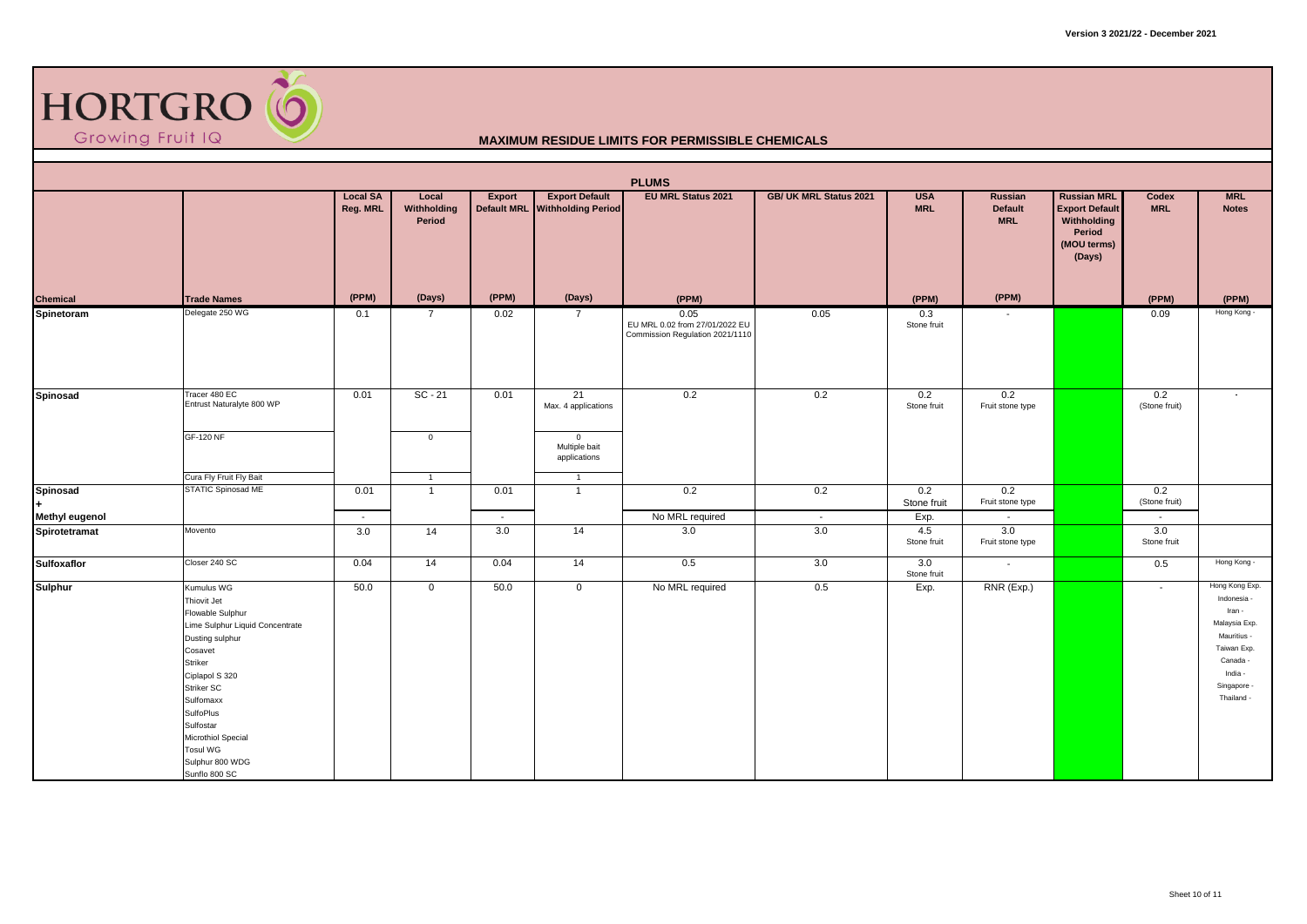# HORTGRO Growing Fruit IQ

## MAXIMUM RESIDUE LIMITS FOR PERMISSIBLE CHEMICALS

### PLUMS

| Chemical | Trade Names | Local SA Reg. MRL (PPM) | Local Withholding Period (Days) | Export Default MRL (PPM) | Export Default Withholding Period (Days) | EU MRL Status 2021 (PPM) | GB/ UK MRL Status 2021 | USA MRL (PPM) | Russian Default MRL (PPM) | Russian MRL Export Default Withholding Period (MOU terms) (Days) | Codex MRL (PPM) | MRL Notes (PPM) |
|---|---|---|---|---|---|---|---|---|---|---|---|---|
| **Spinetoram** | Delegate 250 WG | 0.1 | 7 | 0.02 | 7 | 0.05<br>EU MRL 0.02 from 27/01/2022 EU Commission Regulation 2021/1110 | 0.05 | 0.3<br>Stone fruit | - | | 0.09 | Hong Kong - |
| **Spinosad** | Tracer 480 EC<br>Entrust Naturalyte 800 WP | 0.01 | SC - 21 | 0.01 | 21<br>Max. 4 applications | 0.2 | 0.2 | 0.2<br>Stone fruit | 0.2<br>Fruit stone type | | 0.2<br>(Stone fruit) | - |
| | GF-120 NF | | 0 | | 0<br>Multiple bait applications | | | | | | | |
| | Cura Fly Fruit Fly Bait | | 1 | | 1 | | | | | | | |
| **Spinosad** | STATIC Spinosad ME | 0.01 | 1 | 0.01 | 1 | 0.2 | 0.2 | 0.2<br>Stone fruit | 0.2<br>Fruit stone type | | 0.2<br>(Stone fruit) | |
| **+ Methyl eugenol** | | - | | - | | No MRL required | - | Exp. | - | | - | |
| **Spirotetramat** | Movento | 3.0 | 14 | 3.0 | 14 | 3.0 | 3.0 | 4.5<br>Stone fruit | 3.0<br>Fruit stone type | | 3.0<br>Stone fruit | |
| **Sulfoxaflor** | Closer 240 SC | 0.04 | 14 | 0.04 | 14 | 0.5 | 3.0 | 3.0<br>Stone fruit | - | | 0.5 | Hong Kong - |
| **Sulphur** | Kumulus WG<br>Thiovit Jet<br>Flowable Sulphur<br>Lime Sulphur Liquid Concentrate<br>Dusting sulphur<br>Cosavet<br>Striker<br>Ciplapol S 320<br>Striker SC<br>Sulfomaxx<br>SulfoPlus<br>Sulfostar<br>Microthiol Special<br>Tosul WG<br>Sulphur 800 WDG<br>Sunflo 800 SC | 50.0 | 0 | 50.0 | 0 | No MRL required | 0.5 | Exp. | RNR (Exp.) | | - | Hong Kong Exp.<br>Indonesia -<br>Iran -<br>Malaysia Exp.<br>Mauritius -<br>Taiwan Exp.<br>Canada -<br>India -<br>Singapore -<br>Thailand - |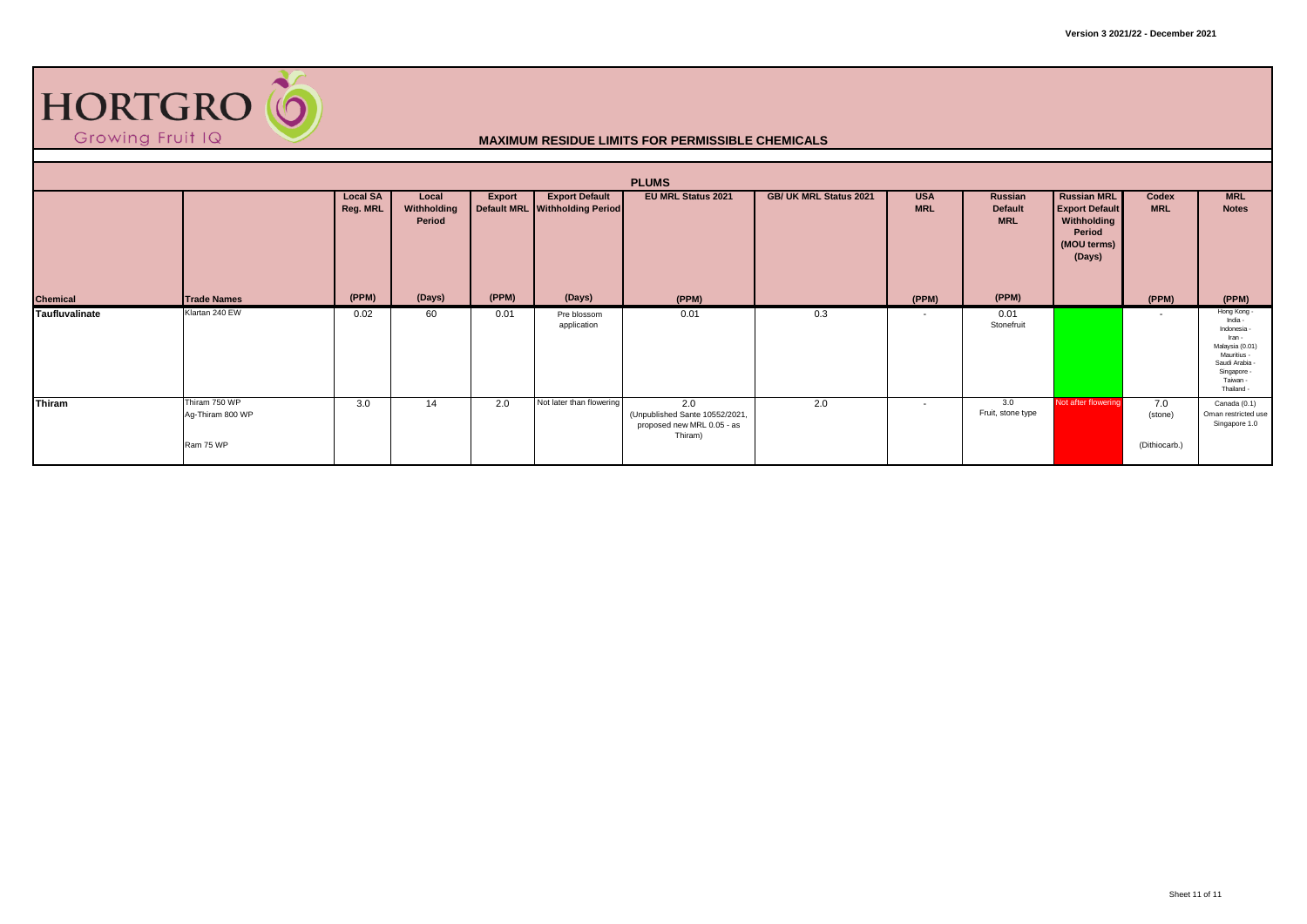HORTGRO
Growing Fruit IQ

## MAXIMUM RESIDUE LIMITS FOR PERMISSIBLE CHEMICALS

### PLUMS

| Chemical | Trade Names | Local SA Reg. MRL (PPM) | Local Withholding Period (Days) | Export Default MRL (PPM) | Export Default Withholding Period (Days) | EU MRL Status 2021 (PPM) | GB/ UK MRL Status 2021 | USA MRL (PPM) | Russian Default MRL (PPM) | Russian MRL Export Default Withholding Period (MOU terms) (Days) | Codex MRL (PPM) | MRL Notes (PPM) |
|---|---|---|---|---|---|---|---|---|---|---|---|---|
| **Taufluvalinate** | Klartan 240 EW | 0.02 | 60 | 0.01 | Pre blossom application | 0.01 | 0.3 | - | 0.01 Stonefruit | | - | Hong Kong - India - Indonesia - Iran - Malaysia (0.01) Mauritius - Saudi Arabia - Singapore - Taiwan - Thailand - |
| **Thiram** | Thiram 750 WP Ag-Thiram 800 WP Ram 75 WP | 3.0 | 14 | 2.0 | Not later than flowering | 2.0 (Unpublished Sante 10552/2021, proposed new MRL 0.05 - as Thiram) | 2.0 | - | 3.0 Fruit, stone type | Not after flowering | 7.0 (stone) (Dithiocarb.) | Canada (0.1) Oman restricted use Singapore 1.0 |